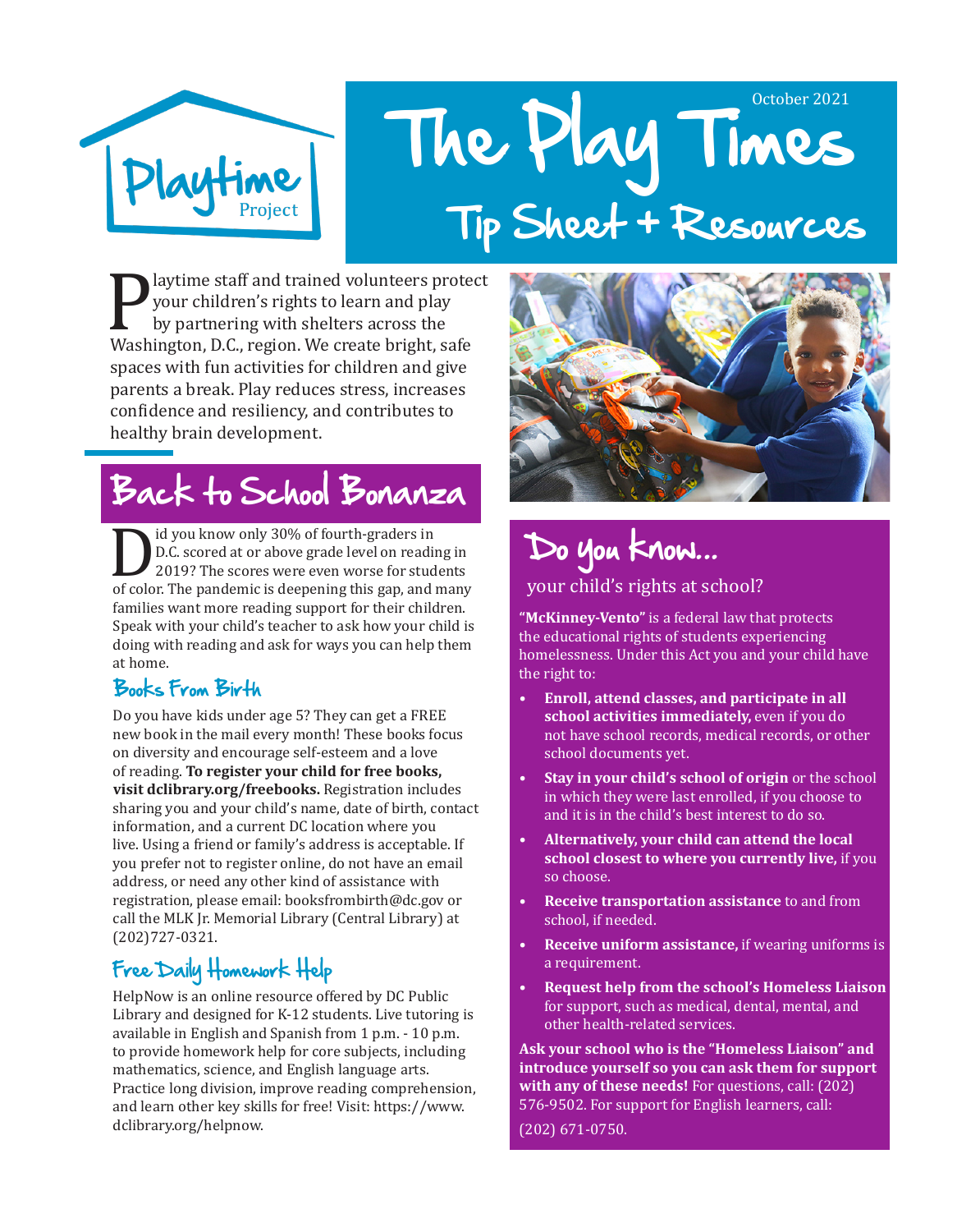Playtime Project

October 2021

# The Play Times

## Tip Sheet + Resources

Playtime staff and trained volunteers protect your children's rights to learn and play by partnering with shelters across the Washington, D.C., region. We create bright, safe spaces with fun activities for children and give parents a break. Play reduces stress, increases confidence and resiliency, and contributes to healthy brain development.

## Back to School Bonanza

Did you know only 30% of fourth-graders in D.C. scored at or above grade level on reading in 2019? The scores were even worse for students of color. The pandemic is deepening this gap, and many families want more reading support for their children. Speak with your child's teacher to ask how your child is doing with reading and ask for ways you can help them at home.

### Books From Birth

Do you have kids under age 5? They can get a FREE new book in the mail every month! These books focus on diversity and encourage self-esteem and a love of reading. **To register your child for free books, visit dclibrary.org/freebooks.** Registration includes sharing you and your child's name, date of birth, contact information, and a current DC location where you live. Using a friend or family's address is acceptable. If you prefer not to register online, do not have an email address, or need any other kind of assistance with registration, please email: booksfrombirth@dc.gov or call the MLK Jr. Memorial Library (Central Library) at (202)727-0321.

### Free Daily Homework Help

HelpNow is an online resource offered by DC Public Library and designed for K-12 students. Live tutoring is available in English and Spanish from 1 p.m. - 10 p.m. to provide homework help for core subjects, including mathematics, science, and English language arts. Practice long division, improve reading comprehension, and learn other key skills for free! Visit: https://www.dclibrary.org/helpnow.

## Do you know...

your child's rights at school?

**"McKinney-Vento"** is a federal law that protects the educational rights of students experiencing homelessness. Under this Act you and your child have the right to:

- **Enroll, attend classes, and participate in all school activities immediately,** even if you do not have school records, medical records, or other school documents yet.
- **Stay in your child's school of origin** or the school in which they were last enrolled, if you choose to and it is in the child's best interest to do so.
- **Alternatively, your child can attend the local school closest to where you currently live,** if you so choose.
- **Receive transportation assistance** to and from school, if needed.
- **Receive uniform assistance,** if wearing uniforms is a requirement.
- **Request help from the school's Homeless Liaison** for support, such as medical, dental, mental, and other health-related services.

**Ask your school who is the "Homeless Liaison" and introduce yourself so you can ask them for support with any of these needs!** For questions, call: (202) 576-9502. For support for English learners, call: (202) 671-0750.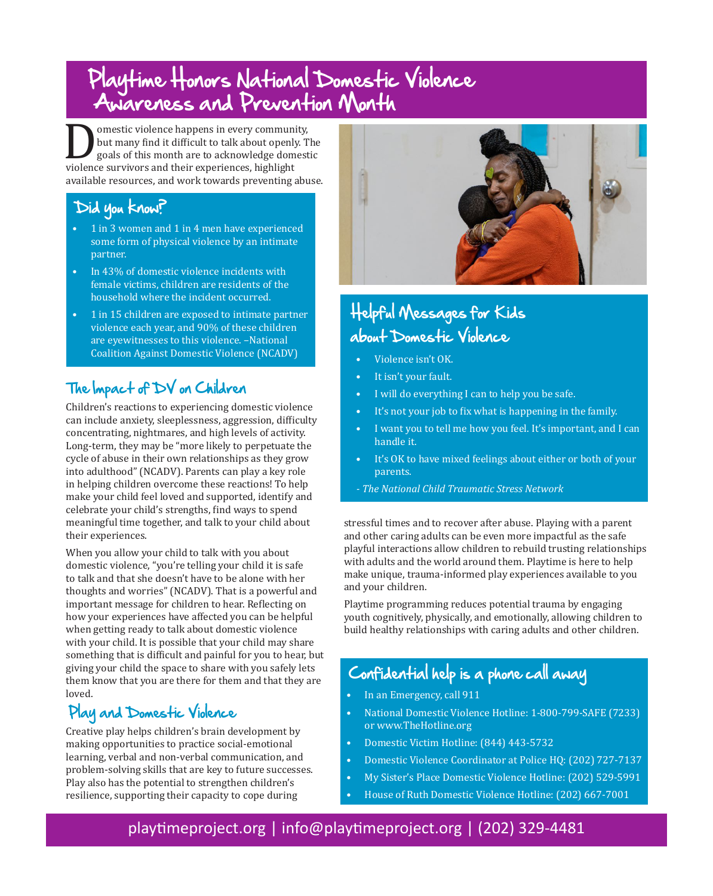# Playtime Honors National Domestic Violence Awareness and Prevention Month

Domestic violence happens in every community, but many find it difficult to talk about openly. The goals of this month are to acknowledge domestic violence survivors and their experiences, highlight available resources, and work towards preventing abuse.

## Did you know?

- 1 in 3 women and 1 in 4 men have experienced some form of physical violence by an intimate partner.
- In 43% of domestic violence incidents with female victims, children are residents of the household where the incident occurred.
- 1 in 15 children are exposed to intimate partner violence each year, and 90% of these children are eyewitnesses to this violence. –National Coalition Against Domestic Violence (NCADV)

## The Impact of DV on Children

Children's reactions to experiencing domestic violence can include anxiety, sleeplessness, aggression, difficulty concentrating, nightmares, and high levels of activity. Long-term, they may be "more likely to perpetuate the cycle of abuse in their own relationships as they grow into adulthood" (NCADV). Parents can play a key role in helping children overcome these reactions! To help make your child feel loved and supported, identify and celebrate your child's strengths, find ways to spend meaningful time together, and talk to your child about their experiences.

When you allow your child to talk with you about domestic violence, "you're telling your child it is safe to talk and that she doesn't have to be alone with her thoughts and worries" (NCADV). That is a powerful and important message for children to hear. Reflecting on how your experiences have affected you can be helpful when getting ready to talk about domestic violence with your child. It is possible that your child may share something that is difficult and painful for you to hear, but giving your child the space to share with you safely lets them know that you are there for them and that they are loved.

## Play and Domestic Violence

Creative play helps children's brain development by making opportunities to practice social-emotional learning, verbal and non-verbal communication, and problem-solving skills that are key to future successes. Play also has the potential to strengthen children's resilience, supporting their capacity to cope during stressful times and to recover after abuse. Playing with a parent and other caring adults can be even more impactful as the safe playful interactions allow children to rebuild trusting relationships with adults and the world around them. Playtime is here to help make unique, trauma-informed play experiences available to you and your children.

Playtime programming reduces potential trauma by engaging youth cognitively, physically, and emotionally, allowing children to build healthy relationships with caring adults and other children.

## Helpful Messages for Kids about Domestic Violence

- Violence isn't OK.
- It isn't your fault.
- I will do everything I can to help you be safe.
- It's not your job to fix what is happening in the family.
- I want you to tell me how you feel. It's important, and I can handle it.
- It's OK to have mixed feelings about either or both of your parents.

*- The National Child Traumatic Stress Network*

## Confidential help is a phone call away

- In an Emergency, call 911
- National Domestic Violence Hotline: 1-800-799-SAFE (7233) or www.TheHotline.org
- Domestic Victim Hotline: (844) 443-5732
- Domestic Violence Coordinator at Police HQ: (202) 727-7137
- My Sister's Place Domestic Violence Hotline: (202) 529-5991
- House of Ruth Domestic Violence Hotline: (202) 667-7001

playtimeproject.org | info@playtimeproject.org | (202) 329-4481